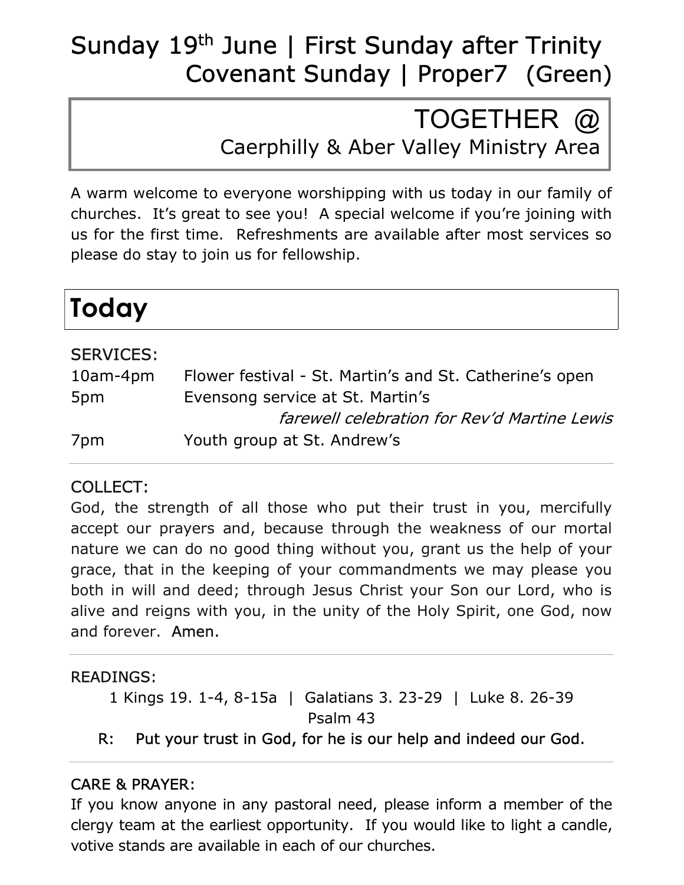# Sunday 19th June | First Sunday after Trinity
# Covenant Sunday | Proper7 (Green)

## TOGETHER @
### Caerphilly & Aber Valley Ministry Area

A warm welcome to everyone worshipping with us today in our family of churches. It's great to see you! A special welcome if you're joining with us for the first time. Refreshments are available after most services so please do stay to join us for fellowship.

## Today

SERVICES:

| | |
|---|---|
| 10am-4pm | Flower festival - St. Martin's and St. Catherine's open |
| 5pm | Evensong service at St. Martin's<br>*farewell celebration for Rev'd Martine Lewis* |
| 7pm | Youth group at St. Andrew's |

COLLECT:
God, the strength of all those who put their trust in you, mercifully accept our prayers and, because through the weakness of our mortal nature we can do no good thing without you, grant us the help of your grace, that in the keeping of your commandments we may please you both in will and deed; through Jesus Christ your Son our Lord, who is alive and reigns with you, in the unity of the Holy Spirit, one God, now and forever. **Amen.**

READINGS:

1 Kings 19. 1-4, 8-15a | Galatians 3. 23-29 | Luke 8. 26-39
Psalm 43

**R: Put your trust in God, for he is our help and indeed our God.**

CARE & PRAYER:
If you know anyone in any pastoral need, please inform a member of the clergy team at the earliest opportunity. If you would like to light a candle, votive stands are available in each of our churches.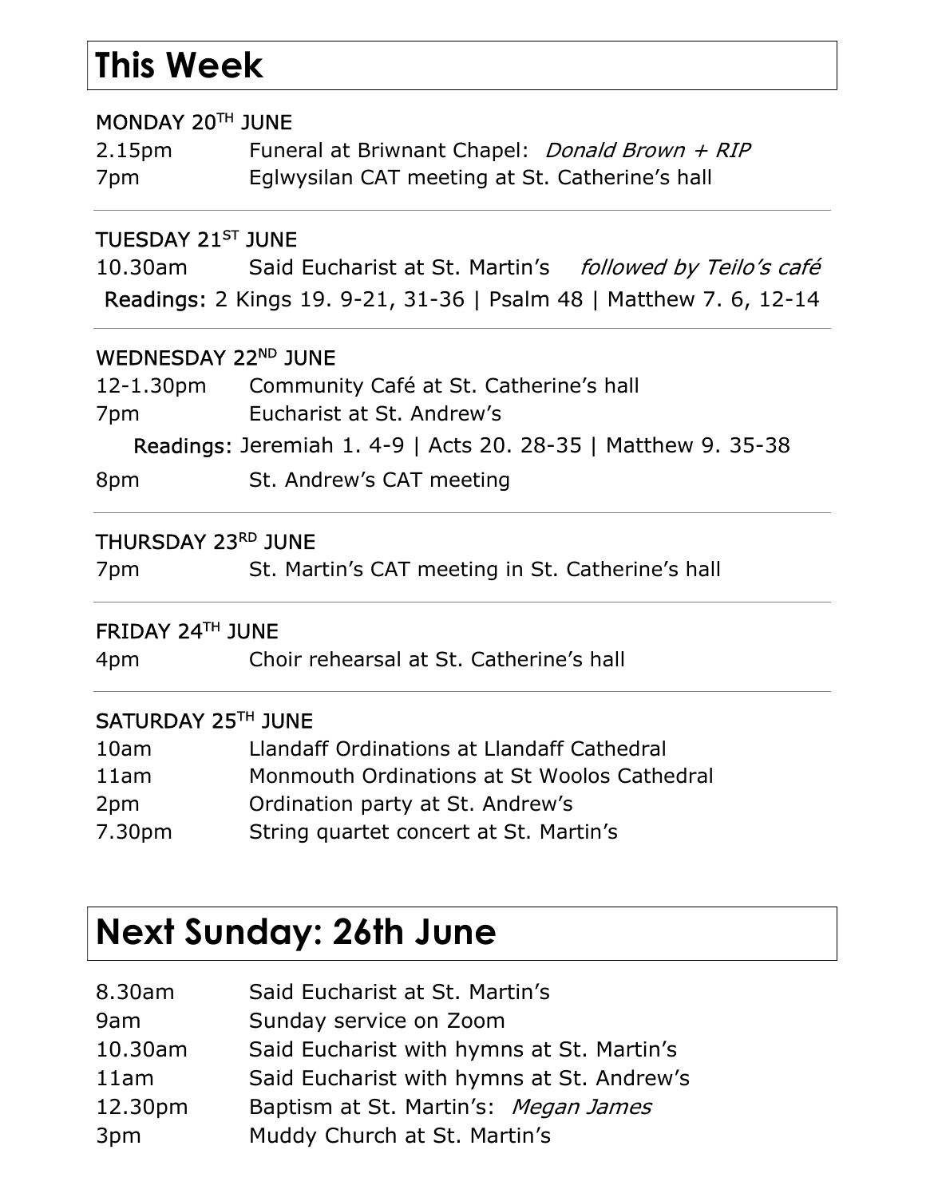# This Week

### MONDAY 20TH JUNE

| | |
|---|---|
| 2.15pm | Funeral at Briwnant Chapel: *Donald Brown + RIP* |
| 7pm | Eglwysilan CAT meeting at St. Catherine's hall |

### TUESDAY 21ST JUNE

| | |
|---|---|
| 10.30am | Said Eucharist at St. Martin's *followed by Teilo's café* |

**Readings:** 2 Kings 19. 9-21, 31-36 | Psalm 48 | Matthew 7. 6, 12-14

### WEDNESDAY 22ND JUNE

| | |
|---|---|
| 12-1.30pm | Community Café at St. Catherine's hall |
| 7pm | Eucharist at St. Andrew's |

**Readings:** Jeremiah 1. 4-9 | Acts 20. 28-35 | Matthew 9. 35-38

| | |
|---|---|
| 8pm | St. Andrew's CAT meeting |

### THURSDAY 23RD JUNE

| | |
|---|---|
| 7pm | St. Martin's CAT meeting in St. Catherine's hall |

### FRIDAY 24TH JUNE

| | |
|---|---|
| 4pm | Choir rehearsal at St. Catherine's hall |

### SATURDAY 25TH JUNE

| | |
|---|---|
| 10am | Llandaff Ordinations at Llandaff Cathedral |
| 11am | Monmouth Ordinations at St Woolos Cathedral |
| 2pm | Ordination party at St. Andrew's |
| 7.30pm | String quartet concert at St. Martin's |

# Next Sunday: 26th June

| | |
|---|---|
| 8.30am | Said Eucharist at St. Martin's |
| 9am | Sunday service on Zoom |
| 10.30am | Said Eucharist with hymns at St. Martin's |
| 11am | Said Eucharist with hymns at St. Andrew's |
| 12.30pm | Baptism at St. Martin's: *Megan James* |
| 3pm | Muddy Church at St. Martin's |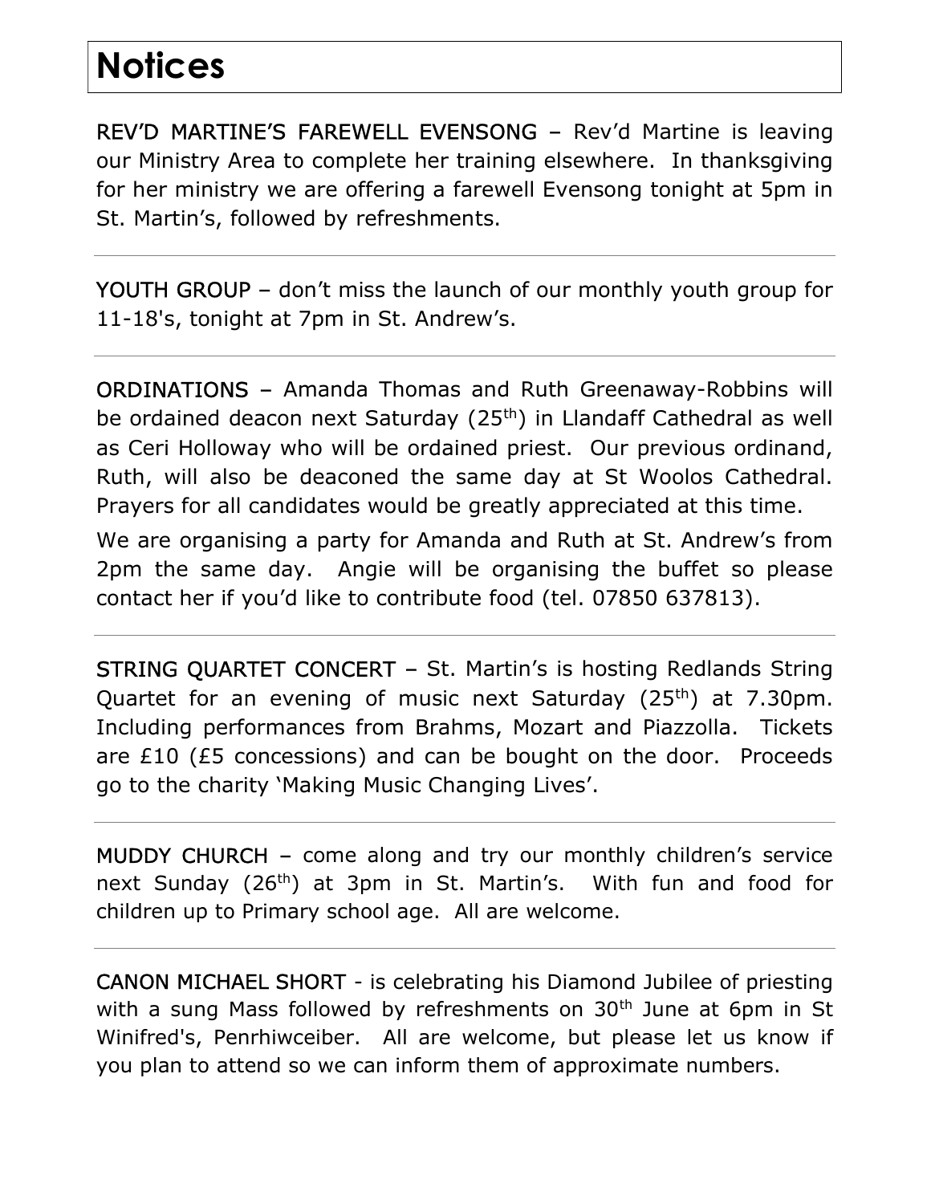# Notices

REV'D MARTINE'S FAREWELL EVENSONG – Rev'd Martine is leaving our Ministry Area to complete her training elsewhere. In thanksgiving for her ministry we are offering a farewell Evensong tonight at 5pm in St. Martin's, followed by refreshments.

---

YOUTH GROUP – don't miss the launch of our monthly youth group for 11-18's, tonight at 7pm in St. Andrew's.

---

ORDINATIONS – Amanda Thomas and Ruth Greenaway-Robbins will be ordained deacon next Saturday (25th) in Llandaff Cathedral as well as Ceri Holloway who will be ordained priest. Our previous ordinand, Ruth, will also be deaconed the same day at St Woolos Cathedral. Prayers for all candidates would be greatly appreciated at this time.

We are organising a party for Amanda and Ruth at St. Andrew's from 2pm the same day. Angie will be organising the buffet so please contact her if you'd like to contribute food (tel. 07850 637813).

---

STRING QUARTET CONCERT – St. Martin's is hosting Redlands String Quartet for an evening of music next Saturday (25th) at 7.30pm. Including performances from Brahms, Mozart and Piazzolla. Tickets are £10 (£5 concessions) and can be bought on the door. Proceeds go to the charity 'Making Music Changing Lives'.

---

MUDDY CHURCH – come along and try our monthly children's service next Sunday (26th) at 3pm in St. Martin's. With fun and food for children up to Primary school age. All are welcome.

---

CANON MICHAEL SHORT - is celebrating his Diamond Jubilee of priesting with a sung Mass followed by refreshments on 30th June at 6pm in St Winifred's, Penrhiwceiber. All are welcome, but please let us know if you plan to attend so we can inform them of approximate numbers.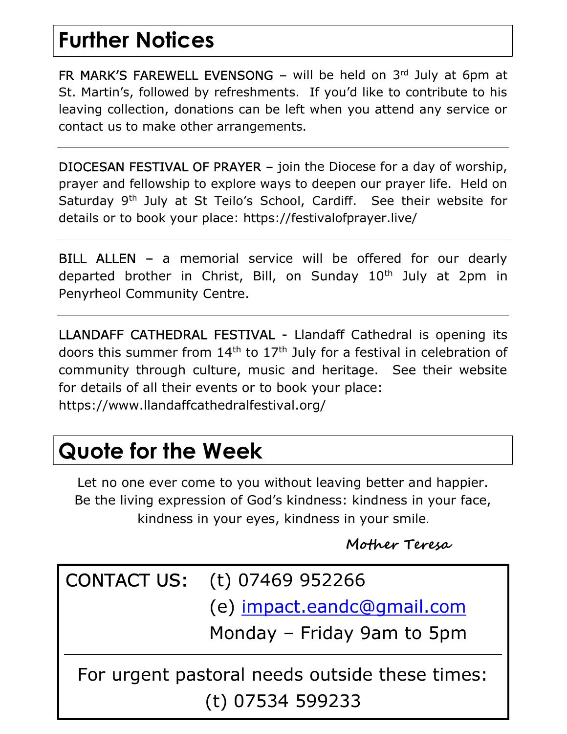# Further Notices

FR MARK'S FAREWELL EVENSONG – will be held on 3rd July at 6pm at St. Martin's, followed by refreshments. If you'd like to contribute to his leaving collection, donations can be left when you attend any service or contact us to make other arrangements.

---

DIOCESAN FESTIVAL OF PRAYER – join the Diocese for a day of worship, prayer and fellowship to explore ways to deepen our prayer life. Held on Saturday 9th July at St Teilo's School, Cardiff. See their website for details or to book your place: https://festivalofprayer.live/

---

BILL ALLEN – a memorial service will be offered for our dearly departed brother in Christ, Bill, on Sunday 10th July at 2pm in Penyrheol Community Centre.

---

LLANDAFF CATHEDRAL FESTIVAL - Llandaff Cathedral is opening its doors this summer from 14th to 17th July for a festival in celebration of community through culture, music and heritage. See their website for details of all their events or to book your place:
https://www.llandaffcathedralfestival.org/

# Quote for the Week

Let no one ever come to you without leaving better and happier.
Be the living expression of God's kindness: kindness in your face,
kindness in your eyes, kindness in your smile.

*Mother Teresa*

CONTACT US: (t) 07469 952266
(e) impact.eandc@gmail.com
Monday – Friday 9am to 5pm

---

For urgent pastoral needs outside these times:
(t) 07534 599233